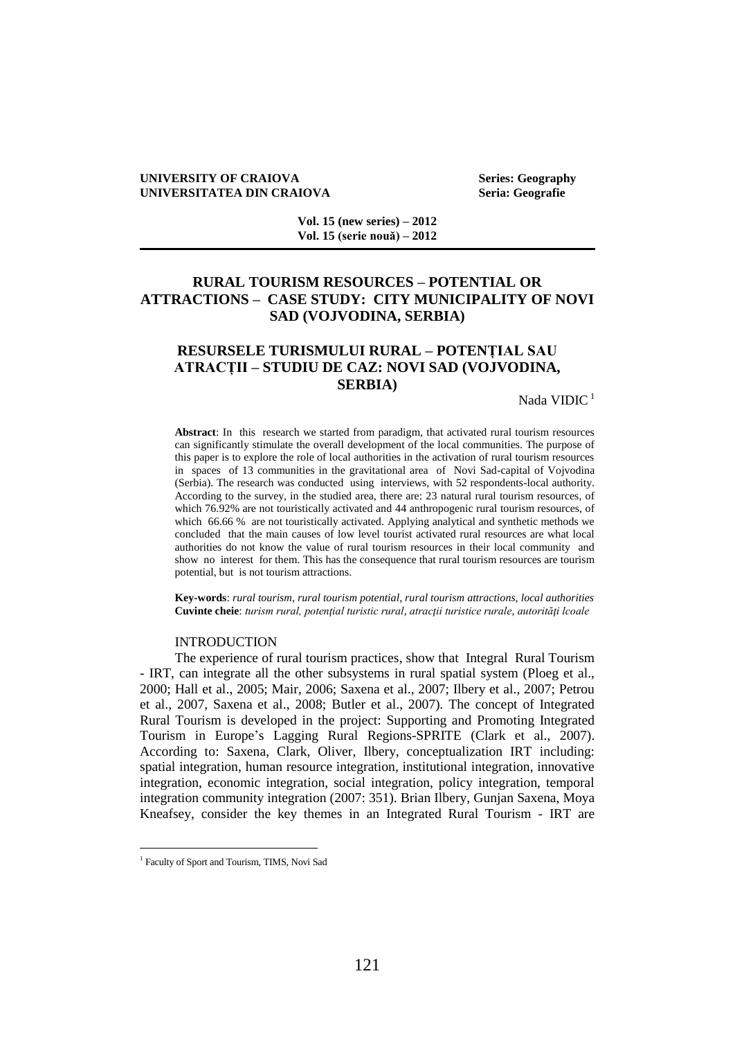# RURAL TOURISM RESOURCES – POTENTIAL OR ATTRACTIONS – CASE STUDY: CITY MUNICIPALITY OF NOVI SAD (VOJVODINA, SERBIA)

# RESURSELE TURISMULUI RURAL – POTENȚIAL SAU ATRACȚII – STUDIU DE CAZ: NOVI SAD (VOJVODINA, SERBIA)

Nada VIDIC [1]

**Abstract**: In this research we started from paradigm, that activated rural tourism resources can significantly stimulate the overall development of the local communities. The purpose of this paper is to explore the role of local authorities in the activation of rural tourism resources in spaces of 13 communities in the gravitational area of Novi Sad-capital of Vojvodina (Serbia). The research was conducted using interviews, with 52 respondents-local authority. According to the survey, in the studied area, there are: 23 natural rural tourism resources, of which 76.92% are not touristically activated and 44 anthropogenic rural tourism resources, of which 66.66 % are not touristically activated. Applying analytical and synthetic methods we concluded that the main causes of low level tourist activated rural resources are what local authorities do not know the value of rural tourism resources in their local community and show no interest for them. This has the consequence that rural tourism resources are tourism potential, but is not tourism attractions.

**Key-words**: *rural tourism, rural tourism potential, rural tourism attractions, local authorities*
**Cuvinte cheie**: *turism rural, potențial turistic rural, atracții turistice rurale, autorități lcoale*

## INTRODUCTION

The experience of rural tourism practices, show that Integral Rural Tourism - IRT, can integrate all the other subsystems in rural spatial system (Ploeg et al., 2000; Hall et al., 2005; Mair, 2006; Saxena et al., 2007; Ilbery et al., 2007; Petrou et al., 2007, Saxena et al., 2008; Butler et al., 2007). The concept of Integrated Rural Tourism is developed in the project: Supporting and Promoting Integrated Tourism in Europe's Lagging Rural Regions-SPRITE (Clark et al., 2007). According to: Saxena, Clark, Oliver, Ilbery, conceptualization IRT including: spatial integration, human resource integration, institutional integration, innovative integration, economic integration, social integration, policy integration, temporal integration community integration (2007: 351). Brian Ilbery, Gunjan Saxena, Moya Kneafsey, consider the key themes in an Integrated Rural Tourism - IRT are

[1] Faculty of Sport and Tourism, TIMS, Novi Sad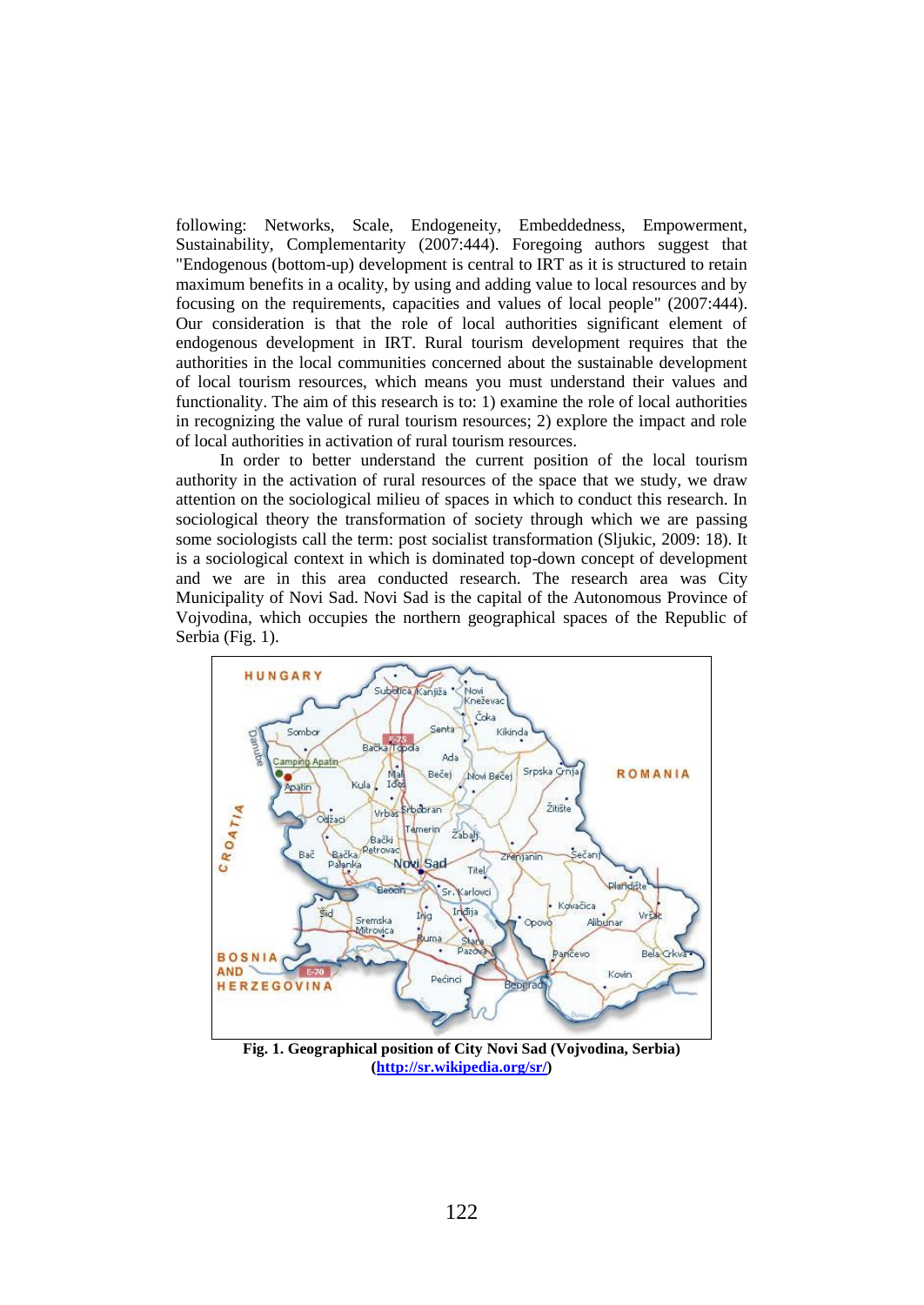following: Networks, Scale, Endogeneity, Embeddedness, Empowerment, Sustainability, Complementarity (2007:444). Foregoing authors suggest that "Endogenous (bottom-up) development is central to IRT as it is structured to retain maximum benefits in a ocality, by using and adding value to local resources and by focusing on the requirements, capacities and values of local people" (2007:444). Our consideration is that the role of local authorities significant element of endogenous development in IRT. Rural tourism development requires that the authorities in the local communities concerned about the sustainable development of local tourism resources, which means you must understand their values and functionality. The aim of this research is to: 1) examine the role of local authorities in recognizing the value of rural tourism resources; 2) explore the impact and role of local authorities in activation of rural tourism resources.

In order to better understand the current position of the local tourism authority in the activation of rural resources of the space that we study, we draw attention on the sociological milieu of spaces in which to conduct this research. In sociological theory the transformation of society through which we are passing some sociologists call the term: post socialist transformation (Sljukic, 2009: 18). It is a sociological context in which is dominated top-down concept of development and we are in this area conducted research. The research area was City Municipality of Novi Sad. Novi Sad is the capital of the Autonomous Province of Vojvodina, which occupies the northern geographical spaces of the Republic of Serbia (Fig. 1).

**Fig. 1. Geographical position of City Novi Sad (Vojvodina, Serbia) ([http://sr.wikipedia.org/sr/](http://sr.wikipedia.org/sr/))**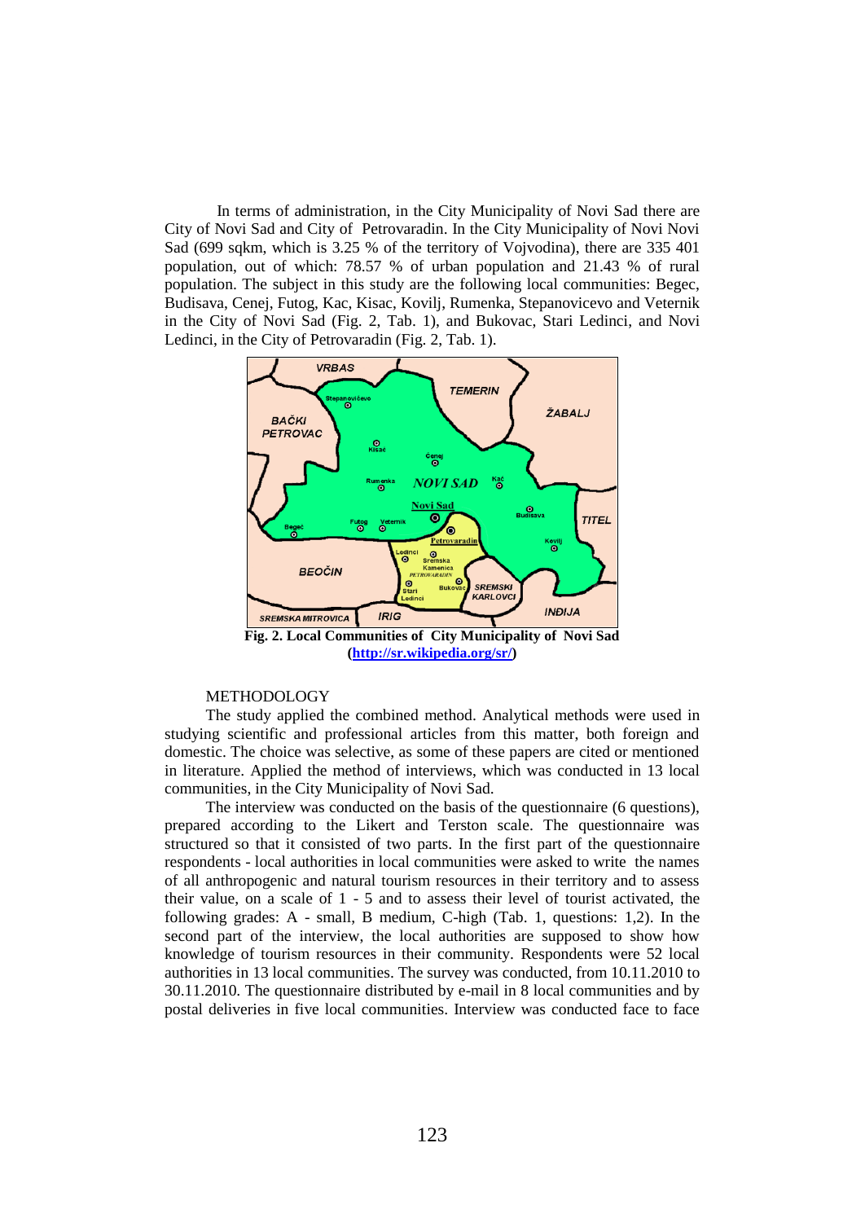In terms of administration, in the City Municipality of Novi Sad there are City of Novi Sad and City of Petrovaradin. In the City Municipality of Novi Novi Sad (699 sqkm, which is 3.25 % of the territory of Vojvodina), there are 335 401 population, out of which: 78.57 % of urban population and 21.43 % of rural population. The subject in this study are the following local communities: Begec, Budisava, Cenej, Futog, Kac, Kisac, Kovilj, Rumenka, Stepanovicevo and Veternik in the City of Novi Sad (Fig. 2, Tab. 1), and Bukovac, Stari Ledinci, and Novi Ledinci, in the City of Petrovaradin (Fig. 2, Tab. 1).

**Fig. 2. Local Communities of City Municipality of Novi Sad**
**(http://sr.wikipedia.org/sr/)**

METHODOLOGY

The study applied the combined method. Analytical methods were used in studying scientific and professional articles from this matter, both foreign and domestic. The choice was selective, as some of these papers are cited or mentioned in literature. Applied the method of interviews, which was conducted in 13 local communities, in the City Municipality of Novi Sad.

The interview was conducted on the basis of the questionnaire (6 questions), prepared according to the Likert and Terston scale. The questionnaire was structured so that it consisted of two parts. In the first part of the questionnaire respondents - local authorities in local communities were asked to write the names of all anthropogenic and natural tourism resources in their territory and to assess their value, on a scale of 1 - 5 and to assess their level of tourist activated, the following grades: A - small, B medium, C-high (Tab. 1, questions: 1,2). In the second part of the interview, the local authorities are supposed to show how knowledge of tourism resources in their community. Respondents were 52 local authorities in 13 local communities. The survey was conducted, from 10.11.2010 to 30.11.2010. The questionnaire distributed by e-mail in 8 local communities and by postal deliveries in five local communities. Interview was conducted face to face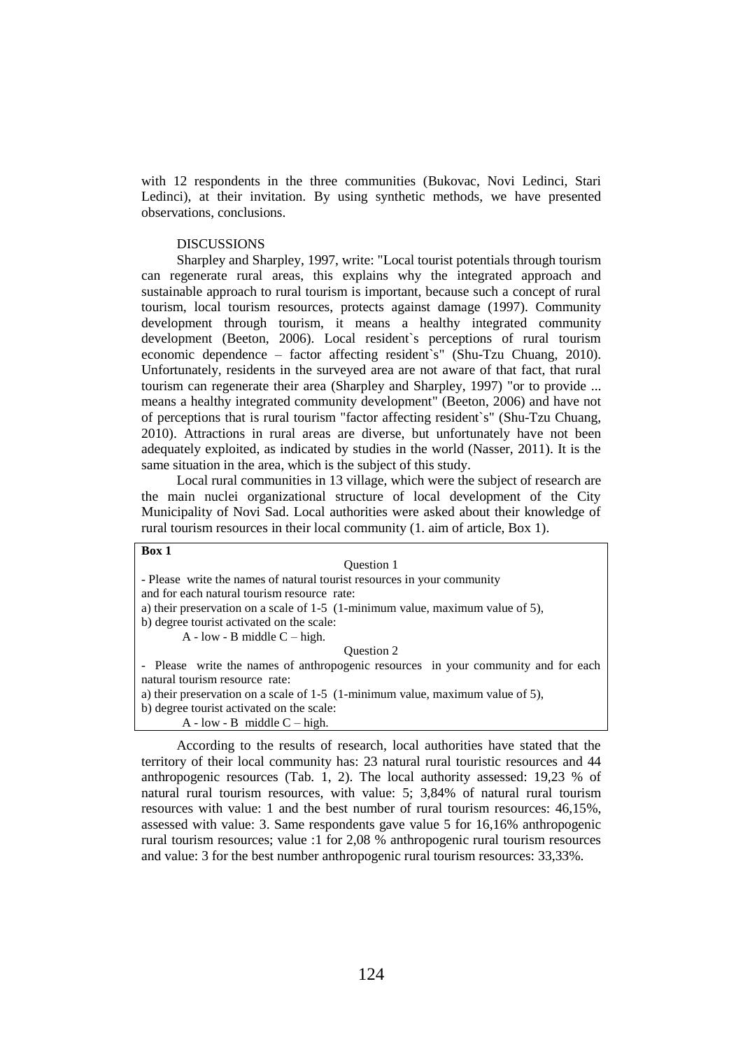with 12 respondents in the three communities (Bukovac, Novi Ledinci, Stari Ledinci), at their invitation. By using synthetic methods, we have presented observations, conclusions.

## DISCUSSIONS

Sharpley and Sharpley, 1997, write: "Local tourist potentials through tourism can regenerate rural areas, this explains why the integrated approach and sustainable approach to rural tourism is important, because such a concept of rural tourism, local tourism resources, protects against damage (1997). Community development through tourism, it means a healthy integrated community development (Beeton, 2006). Local resident`s perceptions of rural tourism economic dependence – factor affecting resident`s" (Shu-Tzu Chuang, 2010). Unfortunately, residents in the surveyed area are not aware of that fact, that rural tourism can regenerate their area (Sharpley and Sharpley, 1997) "or to provide ... means a healthy integrated community development" (Beeton, 2006) and have not of perceptions that is rural tourism "factor affecting resident`s" (Shu-Tzu Chuang, 2010). Attractions in rural areas are diverse, but unfortunately have not been adequately exploited, as indicated by studies in the world (Nasser, 2011). It is the same situation in the area, which is the subject of this study.

Local rural communities in 13 village, which were the subject of research are the main nuclei organizational structure of local development of the City Municipality of Novi Sad. Local authorities were asked about their knowledge of rural tourism resources in their local community (1. aim of article, Box 1).

**Box 1**

Question 1

- Please write the names of natural tourist resources in your community and for each natural tourism resource rate:
a) their preservation on a scale of 1-5 (1-minimum value, maximum value of 5),
b) degree tourist activated on the scale:
A - low - B middle C – high.

Question 2

- Please write the names of anthropogenic resources in your community and for each natural tourism resource rate:
a) their preservation on a scale of 1-5 (1-minimum value, maximum value of 5),
b) degree tourist activated on the scale:
A - low - B middle C – high.

According to the results of research, local authorities have stated that the territory of their local community has: 23 natural rural touristic resources and 44 anthropogenic resources (Tab. 1, 2). The local authority assessed: 19,23 % of natural rural tourism resources, with value: 5; 3,84% of natural rural tourism resources with value: 1 and the best number of rural tourism resources: 46,15%, assessed with value: 3. Same respondents gave value 5 for 16,16% anthropogenic rural tourism resources; value :1 for 2,08 % anthropogenic rural tourism resources and value: 3 for the best number anthropogenic rural tourism resources: 33,33%.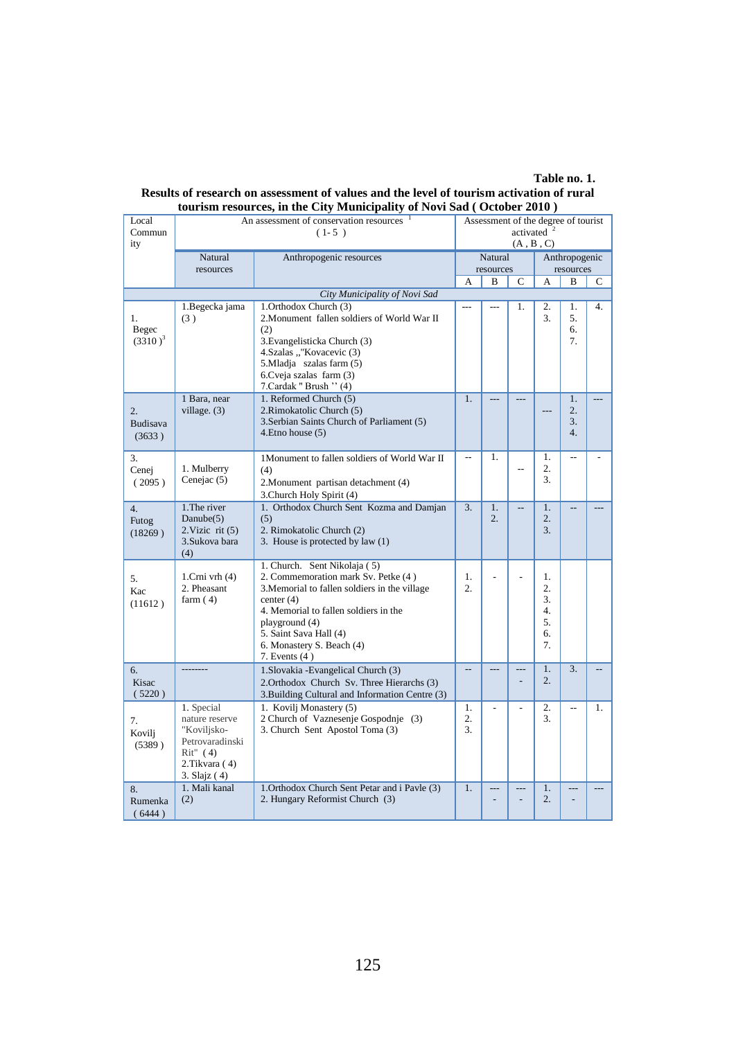**Table no. 1.**

**Results of research on assessment of values and the level of tourism activation of rural tourism resources, in the City Municipality of Novi Sad ( October 2010 )**

| Local Community | An assessment of conservation resources [1] ( 1-5 ) | | Assessment of the degree of tourist activated [2] (A , B , C) | | | | | |
|---|---|---|---|---|---|---|---|---|
| | Natural resources | Anthropogenic resources | Natural resources | | | Anthropogenic resources | | |
| | | | A | B | C | A | B | C |
| *City Municipality of Novi Sad* | | | | | | | | |
| 1. Begec (3310 )[3] | 1.Begecka jama (3 ) | 1.Orthodox Church (3)<br>2.Monument fallen soldiers of World War II (2)<br>3.Evangelisticka Church (3)<br>4.Szalas ,,"Kovacevic (3)<br>5.Mladja szalas farm (5)<br>6.Cveja szalas farm (3)<br>7.Cardak " Brush '' (4) | --- | --- | 1. | 2.<br>3. | 1.<br>5.<br>6.<br>7. | 4. |
| 2. Budisava (3633 ) | 1 Bara, near village. (3) | 1. Reformed Church (5)<br>2.Rimokatolic Church (5)<br>3.Serbian Saints Church of Parliament (5)<br>4.Etno house (5) | 1. | --- | --- | --- | 1.<br>2.<br>3.<br>4. | --- |
| 3. Cenej ( 2095 ) | 1. Mulberry Cenejac (5) | 1Monument to fallen soldiers of World War II (4)<br>2.Monument partisan detachment (4)<br>3.Church Holy Spirit (4) | -- | 1. | -- | 1.<br>2.<br>3. | -- | - |
| 4. Futog (18269 ) | 1.The river Danube(5)<br>2.Vizic rit (5)<br>3.Sukova bara (4) | 1. Orthodox Church Sent Kozma and Damjan (5)<br>2. Rimokatolic Church (2)<br>3. House is protected by law (1) | 3. | 1.<br>2. | -- | 1.<br>2.<br>3. | -- | --- |
| 5. Kac (11612 ) | 1.Crni vrh (4)<br>2. Pheasant farm ( 4) | 1. Church. Sent Nikolaja ( 5)<br>2. Commemoration mark Sv. Petke (4 )<br>3.Memorial to fallen soldiers in the village center (4)<br>4. Memorial to fallen soldiers in the playground (4)<br>5. Saint Sava Hall (4)<br>6. Monastery S. Beach (4)<br>7. Events (4 ) | 1.<br>2. | - | - | 1.<br>2.<br>3.<br>4.<br>5.<br>6.<br>7. | | |
| 6. Kisac ( 5220 ) | -------- | 1.Slovakia -Evangelical Church (3)<br>2.Orthodox Church Sv. Three Hierarchs (3)<br>3.Building Cultural and Information Centre (3) | -- | --- | ---<br>- | 1.<br>2. | 3. | -- |
| 7. Kovilj (5389 ) | 1. Special nature reserve "Koviljsko-Petrovaradinski Rit" ( 4)<br>2.Tikvara ( 4)<br>3. Slajz ( 4) | 1. Kovilj Monastery (5)<br>2 Church of Vaznesenje Gospodnje (3)<br>3. Church Sent Apostol Toma (3) | 1.<br>2.<br>3. | - | - | 2.<br>3. | -- | 1. |
| 8. Rumenka ( 6444 ) | 1. Mali kanal (2) | 1.Orthodox Church Sent Petar and i Pavle (3)<br>2. Hungary Reformist Church (3) | 1. | ---<br>- | ---<br>- | 1.<br>2. | ---<br>- | --- |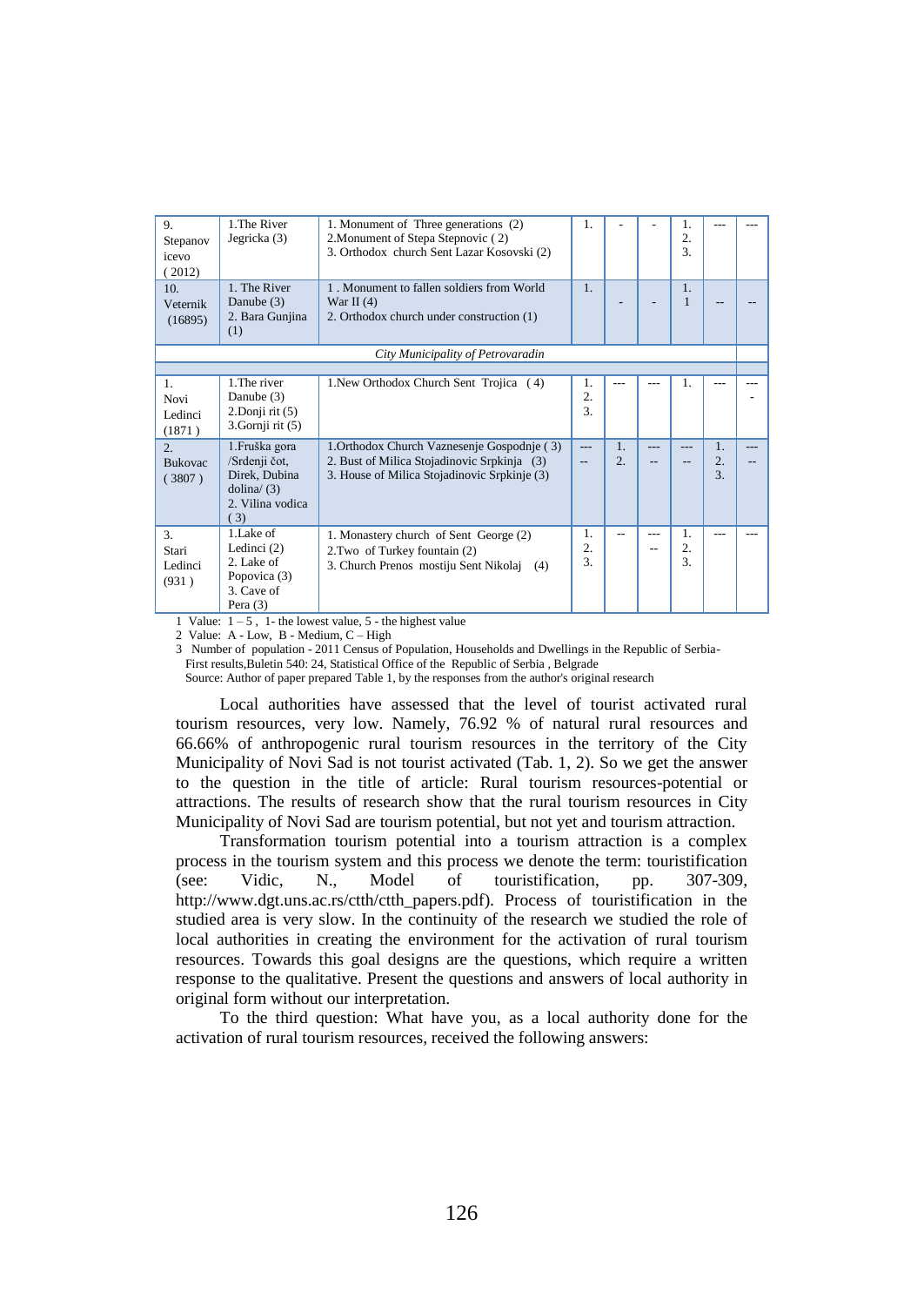| | | | | | | | | |
|---|---|---|---|---|---|---|---|---|
| 9. Stepanovicevo (2012) | 1.The River Jegricka (3) | 1. Monument of Three generations (2)<br>2.Monument of Stepa Stepnovic ( 2)<br>3. Orthodox church Sent Lazar Kosovski (2) | 1. | - | - | 1.<br>2.<br>3. | --- | --- |
| 10. Veternik (16895) | 1. The River Danube (3)<br>2. Bara Gunjina (1) | 1 . Monument to fallen soldiers from World War II (4)<br>2. Orthodox church under construction (1) | 1. | - | - | 1.<br>1 | -- | -- |
| *City Municipality of Petrovaradin* | | | | | | | | |
| 1. Novi Ledinci (1871 ) | 1.The river Danube (3)<br>2.Donji rit (5)<br>3.Gornji rit (5) | 1.New Orthodox Church Sent Trojica ( 4) | 1.<br>2.<br>3. | --- | --- | 1. | --- | ---- |
| 2. Bukovac ( 3807 ) | 1.Fruška gora /Srdenji čot, Direk, Dubina dolina/ (3)<br>2. Vilina vodica ( 3) | 1.Orthodox Church Vaznesenje Gospodnje ( 3)<br>2. Bust of Milica Stojadinovic Srpkinja (3)<br>3. House of Milica Stojadinovic Srpkinje (3) | ----- | 1.<br>2. | ----- | ----- | 1.<br>2.<br>3. | ----- |
| 3. Stari Ledinci (931 ) | 1.Lake of Ledinci (2)<br>2. Lake of Popovica (3)<br>3. Cave of Pera (3) | 1. Monastery church of Sent George (2)<br>2.Two of Turkey fountain (2)<br>3. Church Prenos mostiju Sent Nikolaj (4) | 1.<br>2.<br>3. | -- | ----- | 1.<br>2.<br>3. | --- | --- |

1 Value: 1 – 5 , 1- the lowest value, 5 - the highest value
2 Value: A - Low, B - Medium, C – High
3 Number of population - 2011 Census of Population, Households and Dwellings in the Republic of Serbia- First results,Buletin 540: 24, Statistical Office of the Republic of Serbia , Belgrade
Source: Author of paper prepared Table 1, by the responses from the author's original research

Local authorities have assessed that the level of tourist activated rural tourism resources, very low. Namely, 76.92 % of natural rural resources and 66.66% of anthropogenic rural tourism resources in the territory of the City Municipality of Novi Sad is not tourist activated (Tab. 1, 2). So we get the answer to the question in the title of article: Rural tourism resources-potential or attractions. The results of research show that the rural tourism resources in City Municipality of Novi Sad are tourism potential, but not yet and tourism attraction.

Transformation tourism potential into a tourism attraction is a complex process in the tourism system and this process we denote the term: touristification (see: Vidic, N., Model of touristification, pp. 307-309, http://www.dgt.uns.ac.rs/ctth/ctth_papers.pdf). Process of touristification in the studied area is very slow. In the continuity of the research we studied the role of local authorities in creating the environment for the activation of rural tourism resources. Towards this goal designs are the questions, which require a written response to the qualitative. Present the questions and answers of local authority in original form without our interpretation.

To the third question: What have you, as a local authority done for the activation of rural tourism resources, received the following answers: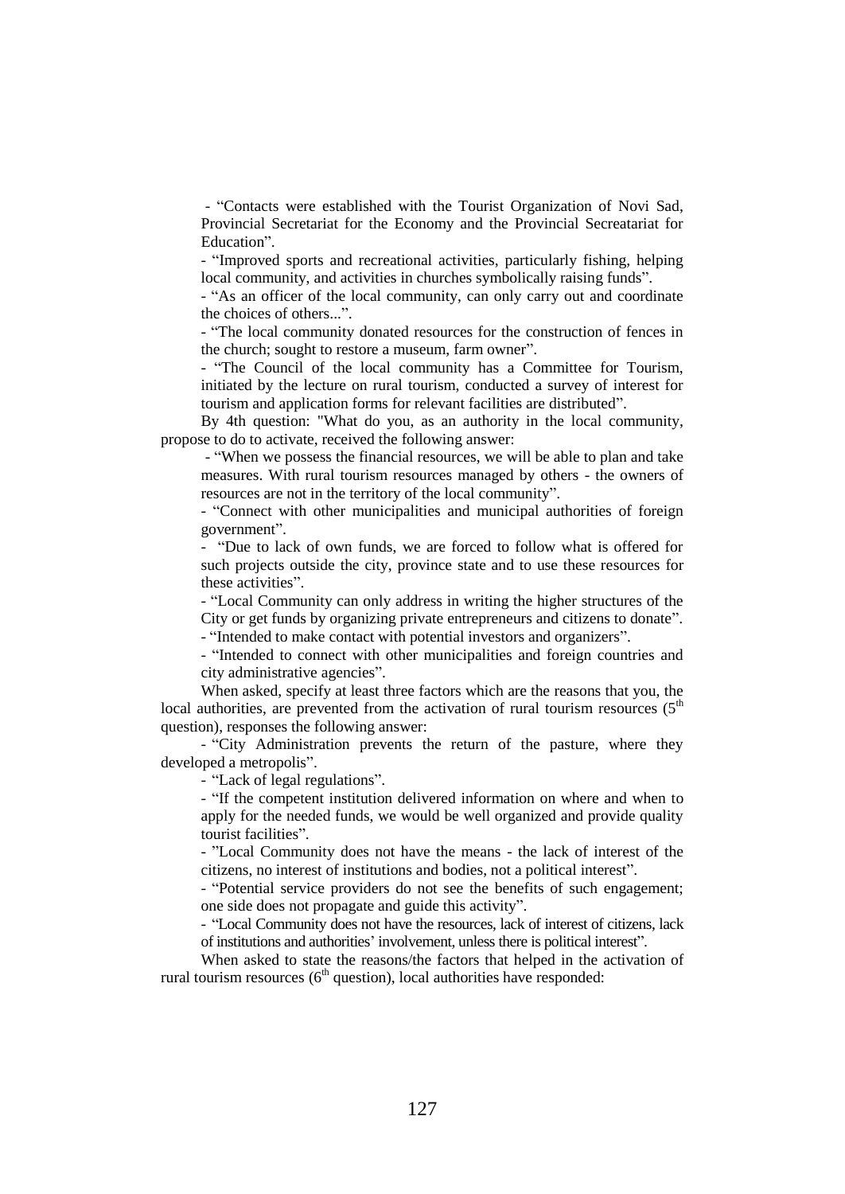- "Contacts were established with the Tourist Organization of Novi Sad, Provincial Secretariat for the Economy and the Provincial Secreatariat for Education".
- "Improved sports and recreational activities, particularly fishing, helping local community, and activities in churches symbolically raising funds".
- "As an officer of the local community, can only carry out and coordinate the choices of others...".
- "The local community donated resources for the construction of fences in the church; sought to restore a museum, farm owner".
- "The Council of the local community has a Committee for Tourism, initiated by the lecture on rural tourism, conducted a survey of interest for tourism and application forms for relevant facilities are distributed".

By 4th question: "What do you, as an authority in the local community, propose to do to activate, received the following answer:

- "When we possess the financial resources, we will be able to plan and take measures. With rural tourism resources managed by others - the owners of resources are not in the territory of the local community".
- "Connect with other municipalities and municipal authorities of foreign government".
- "Due to lack of own funds, we are forced to follow what is offered for such projects outside the city, province state and to use these resources for these activities".
- "Local Community can only address in writing the higher structures of the City or get funds by organizing private entrepreneurs and citizens to donate".
- "Intended to make contact with potential investors and organizers".
- "Intended to connect with other municipalities and foreign countries and city administrative agencies".

When asked, specify at least three factors which are the reasons that you, the local authorities, are prevented from the activation of rural tourism resources (5th question), responses the following answer:

- "City Administration prevents the return of the pasture, where they developed a metropolis".
- "Lack of legal regulations".
- "If the competent institution delivered information on where and when to apply for the needed funds, we would be well organized and provide quality tourist facilities".
- "Local Community does not have the means - the lack of interest of the citizens, no interest of institutions and bodies, not a political interest".
- "Potential service providers do not see the benefits of such engagement; one side does not propagate and guide this activity".
- "Local Community does not have the resources, lack of interest of citizens, lack of institutions and authorities' involvement, unless there is political interest".

When asked to state the reasons/the factors that helped in the activation of rural tourism resources (6th question), local authorities have responded: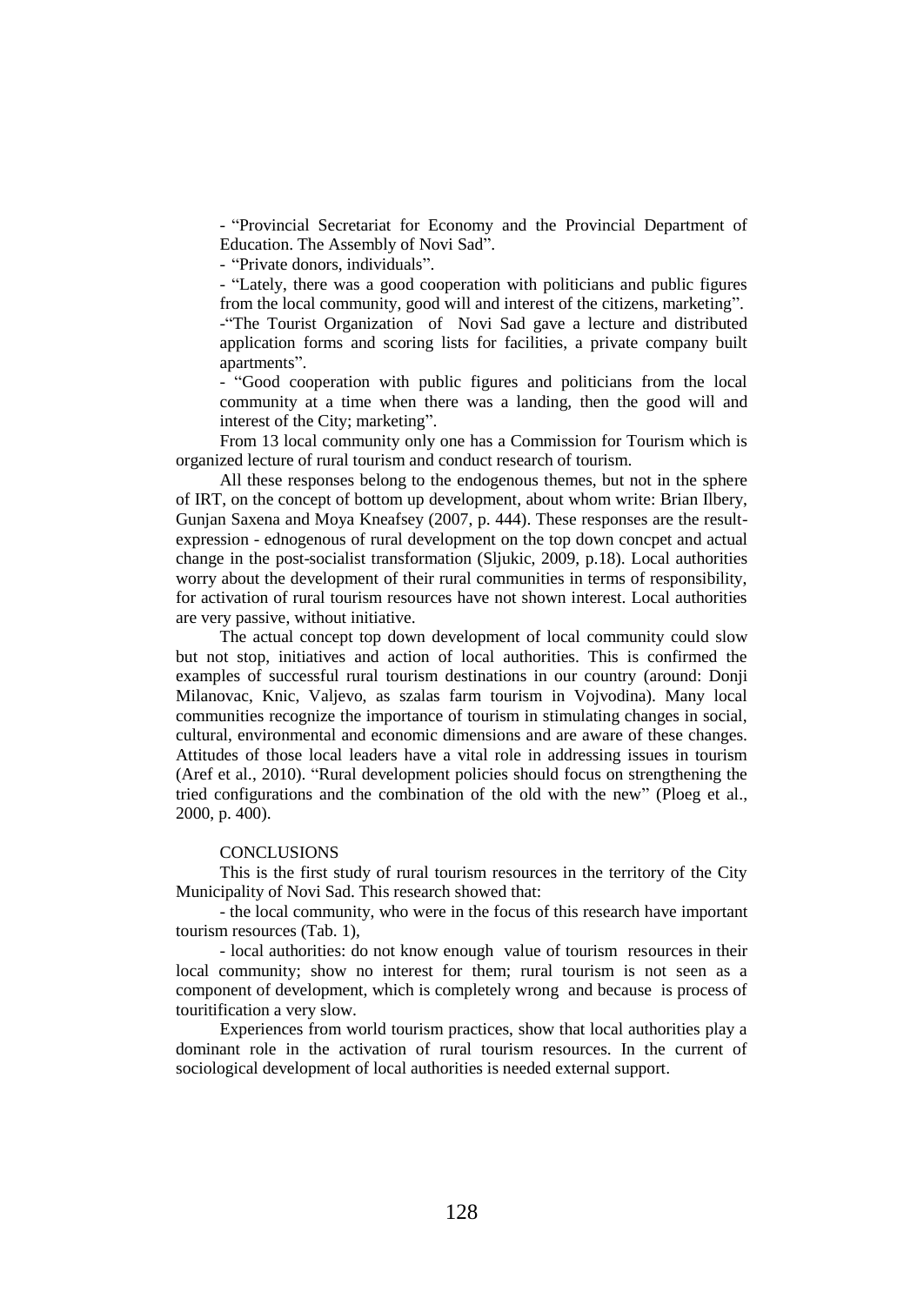- "Provincial Secretariat for Economy and the Provincial Department of Education. The Assembly of Novi Sad".

- "Private donors, individuals".

- "Lately, there was a good cooperation with politicians and public figures from the local community, good will and interest of the citizens, marketing".

-"The Tourist Organization of Novi Sad gave a lecture and distributed application forms and scoring lists for facilities, a private company built apartments".

- "Good cooperation with public figures and politicians from the local community at a time when there was a landing, then the good will and interest of the City; marketing".

From 13 local community only one has a Commission for Tourism which is organized lecture of rural tourism and conduct research of tourism.

All these responses belong to the endogenous themes, but not in the sphere of IRT, on the concept of bottom up development, about whom write: Brian Ilbery, Gunjan Saxena and Moya Kneafsey (2007, p. 444). These responses are the result-expression - ednogenous of rural development on the top down concpet and actual change in the post-socialist transformation (Sljukic, 2009, p.18). Local authorities worry about the development of their rural communities in terms of responsibility, for activation of rural tourism resources have not shown interest. Local authorities are very passive, without initiative.

The actual concept top down development of local community could slow but not stop, initiatives and action of local authorities. This is confirmed the examples of successful rural tourism destinations in our country (around: Donji Milanovac, Knic, Valjevo, as szalas farm tourism in Vojvodina). Many local communities recognize the importance of tourism in stimulating changes in social, cultural, environmental and economic dimensions and are aware of these changes. Attitudes of those local leaders have a vital role in addressing issues in tourism (Aref et al., 2010). "Rural development policies should focus on strengthening the tried configurations and the combination of the old with the new" (Ploeg et al., 2000, p. 400).

## CONCLUSIONS

This is the first study of rural tourism resources in the territory of the City Municipality of Novi Sad. This research showed that:

- the local community, who were in the focus of this research have important tourism resources (Tab. 1),

- local authorities: do not know enough value of tourism resources in their local community; show no interest for them; rural tourism is not seen as a component of development, which is completely wrong and because is process of touritification a very slow.

Experiences from world tourism practices, show that local authorities play a dominant role in the activation of rural tourism resources. In the current of sociological development of local authorities is needed external support.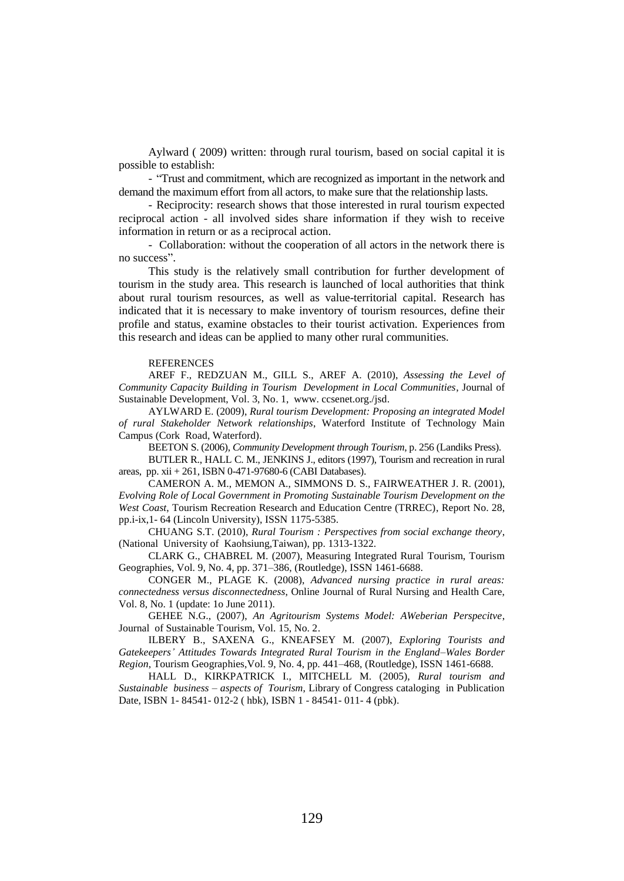Aylward ( 2009) written: through rural tourism, based on social capital it is possible to establish:

- "Trust and commitment, which are recognized as important in the network and demand the maximum effort from all actors, to make sure that the relationship lasts.

- Reciprocity: research shows that those interested in rural tourism expected reciprocal action - all involved sides share information if they wish to receive information in return or as a reciprocal action.

- Collaboration: without the cooperation of all actors in the network there is no success".

This study is the relatively small contribution for further development of tourism in the study area. This research is launched of local authorities that think about rural tourism resources, as well as value-territorial capital. Research has indicated that it is necessary to make inventory of tourism resources, define their profile and status, examine obstacles to their tourist activation. Experiences from this research and ideas can be applied to many other rural communities.

REFERENCES

AREF F., REDZUAN M., GILL S., AREF A. (2010), *Assessing the Level of Community Capacity Building in Tourism Development in Local Communities*, Journal of Sustainable Development, Vol. 3, No. 1, www. ccsenet.org./jsd.

AYLWARD E. (2009), *Rural tourism Development: Proposing an integrated Model of rural Stakeholder Network relationships*, Waterford Institute of Technology Main Campus (Cork Road, Waterford).

BEETON S. (2006), *Community Development through Tourism*, p. 256 (Landiks Press).

BUTLER R., HALL C. M., JENKINS J., editors (1997), Tourism and recreation in rural areas, pp. xii + 261, ISBN 0-471-97680-6 (CABI Databases).

CAMERON A. M., MEMON A., SIMMONS D. S., FAIRWEATHER J. R. (2001), *Evolving Role of Local Government in Promoting Sustainable Tourism Development on the West Coast*, Tourism Recreation Research and Education Centre (TRREC), Report No. 28, pp.i-ix,1- 64 (Lincoln University), ISSN 1175-5385.

CHUANG S.T. (2010), *Rural Tourism : Perspectives from social exchange theory*, (National University of Kaohsiung,Taiwan), pp. 1313-1322.

CLARK G., CHABREL M. (2007), Measuring Integrated Rural Tourism, Tourism Geographies, Vol. 9, No. 4, pp. 371–386, (Routledge), ISSN 1461-6688.

CONGER M., PLAGE K. (2008), *Advanced nursing practice in rural areas: connectedness versus disconnectedness*, Online Journal of Rural Nursing and Health Care, Vol. 8, No. 1 (update: 1o June 2011).

GEHEE N.G., (2007), *An Agritourism Systems Model: AWeberian Perspecitve*, Journal of Sustainable Tourism, Vol. 15, No. 2.

ILBERY B., SAXENA G., KNEAFSEY M. (2007), *Exploring Tourists and Gatekeepers' Attitudes Towards Integrated Rural Tourism in the England–Wales Border Region*, Tourism Geographies,Vol. 9, No. 4, pp. 441–468, (Routledge), ISSN 1461-6688.

HALL D., KIRKPATRICK I., MITCHELL M. (2005), *Rural tourism and Sustainable business – aspects of Tourism*, Library of Congress cataloging in Publication Date, ISBN 1- 84541- 012-2 ( hbk), ISBN 1 - 84541- 011- 4 (pbk).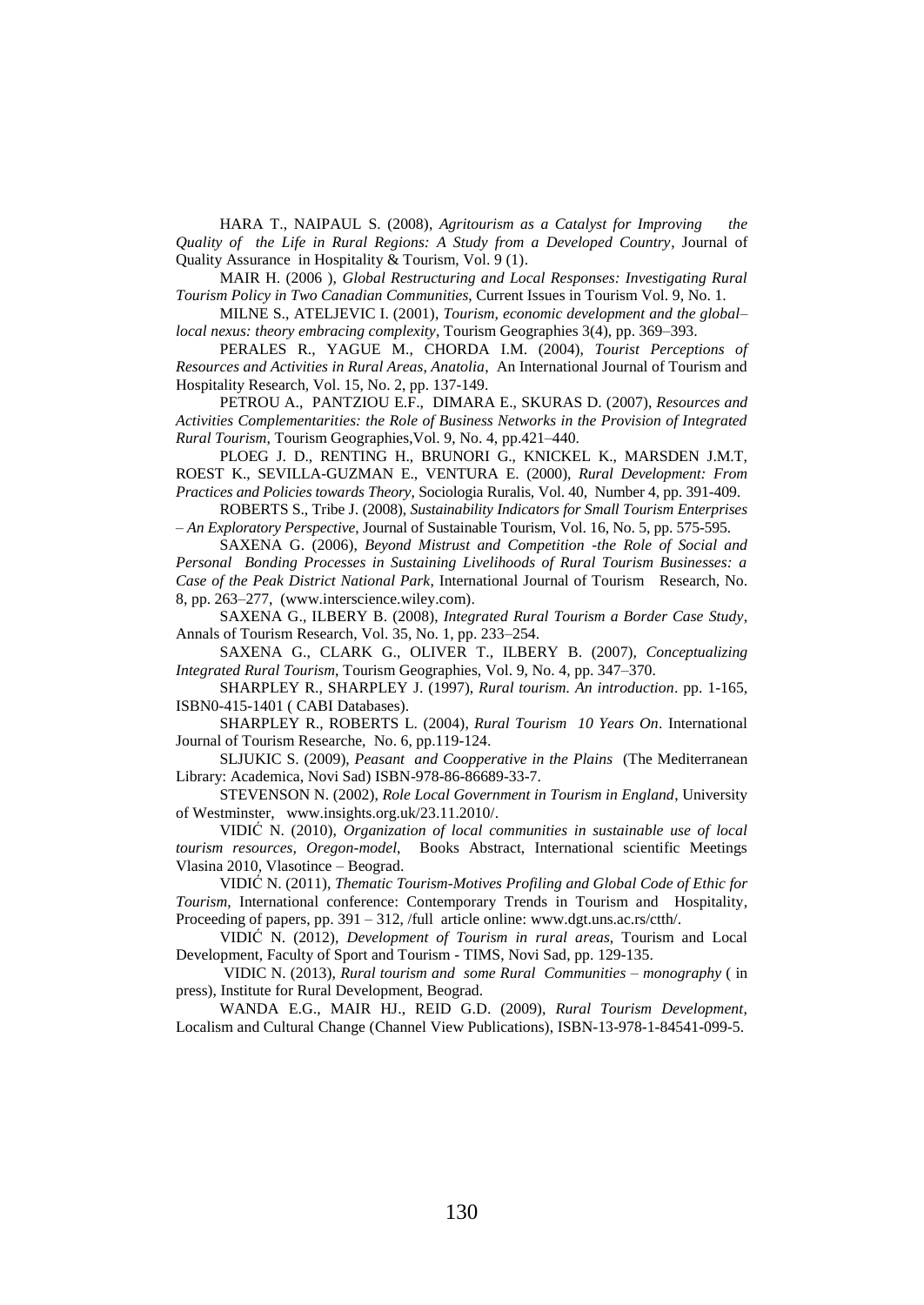HARA T., NAIPAUL S. (2008), *Agritourism as a Catalyst for Improving the Quality of the Life in Rural Regions: A Study from a Developed Country*, Journal of Quality Assurance in Hospitality & Tourism, Vol. 9 (1).

MAIR H. (2006 ), *Global Restructuring and Local Responses: Investigating Rural Tourism Policy in Two Canadian Communities*, Current Issues in Tourism Vol. 9, No. 1.

MILNE S., ATELJEVIC I. (2001), *Tourism, economic development and the global–local nexus: theory embracing complexity*, Tourism Geographies 3(4), pp. 369–393.

PERALES R., YAGUE M., CHORDA I.M. (2004), *Tourist Perceptions of Resources and Activities in Rural Areas, Anatolia*, An International Journal of Tourism and Hospitality Research, Vol. 15, No. 2, pp. 137-149.

PETROU A., PANTZIOU E.F., DIMARA E., SKURAS D. (2007), *Resources and Activities Complementarities: the Role of Business Networks in the Provision of Integrated Rural Tourism*, Tourism Geographies,Vol. 9, No. 4, pp.421–440.

PLOEG J. D., RENTING H., BRUNORI G., KNICKEL K., MARSDEN J.M.T, ROEST K., SEVILLA-GUZMAN E., VENTURA E. (2000), *Rural Development: From Practices and Policies towards Theory*, Sociologia Ruralis, Vol. 40, Number 4, pp. 391-409.

ROBERTS S., Tribe J. (2008), *Sustainability Indicators for Small Tourism Enterprises – An Exploratory Perspective*, Journal of Sustainable Tourism, Vol. 16, No. 5, pp. 575-595.

SAXENA G. (2006), *Beyond Mistrust and Competition -the Role of Social and Personal Bonding Processes in Sustaining Livelihoods of Rural Tourism Businesses: a Case of the Peak District National Park*, International Journal of Tourism Research, No. 8, pp. 263–277, (www.interscience.wiley.com).

SAXENA G., ILBERY B. (2008), *Integrated Rural Tourism a Border Case Study*, Annals of Tourism Research, Vol. 35, No. 1, pp. 233–254.

SAXENA G., CLARK G., OLIVER T., ILBERY B. (2007), *Conceptualizing Integrated Rural Tourism*, Tourism Geographies, Vol. 9, No. 4, pp. 347–370.

SHARPLEY R., SHARPLEY J. (1997), *Rural tourism. An introduction*. pp. 1-165, ISBN0-415-1401 ( CABI Databases).

SHARPLEY R., ROBERTS L. (2004), *Rural Tourism 10 Years On*. International Journal of Tourism Researche, No. 6, pp.119-124.

SLJUKIC S. (2009), *Peasant and Coopperative in the Plains* (The Mediterranean Library: Academica, Novi Sad) ISBN-978-86-86689-33-7.

STEVENSON N. (2002), *Role Local Government in Tourism in England*, University of Westminster, www.insights.org.uk/23.11.2010/.

VIDIĆ N. (2010), *Organization of local communities in sustainable use of local tourism resources, Oregon-model*, Books Abstract, International scientific Meetings Vlasina 2010, Vlasotince – Beograd.

VIDIĆ N. (2011), *Thematic Tourism-Motives Profiling and Global Code of Ethic for Tourism*, International conference: Contemporary Trends in Tourism and Hospitality, Proceeding of papers, pp. 391 – 312, /full article online: www.dgt.uns.ac.rs/ctth/.

VIDIĆ N. (2012), *Development of Tourism in rural areas*, Tourism and Local Development, Faculty of Sport and Tourism - TIMS, Novi Sad, pp. 129-135.

VIDIC N. (2013), *Rural tourism and some Rural Communities – monography* ( in press), Institute for Rural Development, Beograd.

WANDA E.G., MAIR HJ., REID G.D. (2009), *Rural Tourism Development*, Localism and Cultural Change (Channel View Publications), ISBN-13-978-1-84541-099-5.